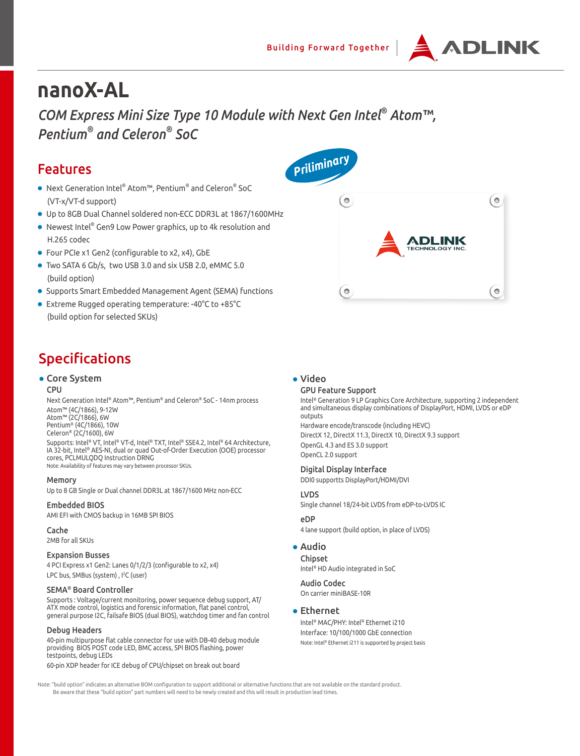# nanoX-AL

*COM Express Mini Size Type 10 Module with Next Gen Intel® Atom™, Pentium® and Celeron® SoC*

Priliminary

## Features

- Next Generation Intel® Atom™, Pentium® and Celeron® SoC (VT-x/VT-d support)
- Up to 8GB Dual Channel soldered non-ECC DDR3L at 1867/1600MHz
- Newest Intel® Gen9 Low Power graphics, up to 4k resolution and H.265 codec
- Four PCIe x1 Gen2 (configurable to x2, x4), GbE
- Two SATA 6 Gb/s, two USB 3.0 and six USB 2.0, eMMC 5.0 (build option)
- Supports Smart Embedded Management Agent (SEMA) functions
- Extreme Rugged operating temperature: -40°C to +85°C (build option for selected SKUs)

## Specifications

### Core System

**CPU**

Next Generation Intel® Atom™, Pentium® and Celeron® SoC - 14nm process

Atom™ (4C/1866), 9-12W
Atom™ (2C/1866), 6W
Pentium® (4C/1866), 10W
Celeron® (2C/1600), 6W

Supports: Intel® VT, Intel® VT-d, Intel® TXT, Intel® SSE4.2, Intel® 64 Architecture, IA 32-bit, Intel® AES-NI, dual or quad Out-of-Order Execution (OOE) processor cores, PCLMULQDQ Instruction DRNG

Note: Availability of features may vary between processor SKUs.

**Memory**

Up to 8 GB Single or Dual channel DDR3L at 1867/1600 MHz non-ECC

**Embedded BIOS**

AMI EFI with CMOS backup in 16MB SPI BIOS

**Cache**

2MB for all SKUs

**Expansion Busses**

4 PCI Express x1 Gen2: Lanes 0/1/2/3 (configurable to x2, x4)

LPC bus, SMBus (system) , I²C (user)

**SEMA® Board Controller**

Supports : Voltage/current monitoring, power sequence debug support, AT/ATX mode control, logistics and forensic information, flat panel control, general purpose I2C, failsafe BIOS (dual BIOS), watchdog timer and fan control

**Debug Headers**

40-pin multipurpose flat cable connector for use with DB-40 debug module providing BIOS POST code LED, BMC access, SPI BIOS flashing, power testpoints, debug LEDs

60-pin XDP header for ICE debug of CPU/chipset on break out board

### Video

**GPU Feature Support**

Intel® Generation 9 LP Graphics Core Architecture, supporting 2 independent and simultaneous display combinations of DisplayPort, HDMI, LVDS or eDP outputs

Hardware encode/transcode (including HEVC)

DirectX 12, DirectX 11.3, DirectX 10, DirectX 9.3 support

OpenGL 4.3 and ES 3.0 support

OpenCL 2.0 support

**Digital Display Interface**

DDI0 supportts DisplayPort/HDMI/DVI

**LVDS**

Single channel 18/24-bit LVDS from eDP-to-LVDS IC

**eDP**

4 lane support (build option, in place of LVDS)

### Audio

**Chipset**

Intel® HD Audio integrated in SoC

**Audio Codec**

On carrier miniBASE-10R

### Ethernet

Intel® MAC/PHY: Intel® Ethernet i210

Interface: 10/100/1000 GbE connection

Note: Intel® Ethernet i211 is supported by project basis

Note: "build option" indicates an alternative BOM configuration to support additional or alternative functions that are not available on the standard product.
Be aware that these "build option" part numbers will need to be newly created and this will result in production lead times.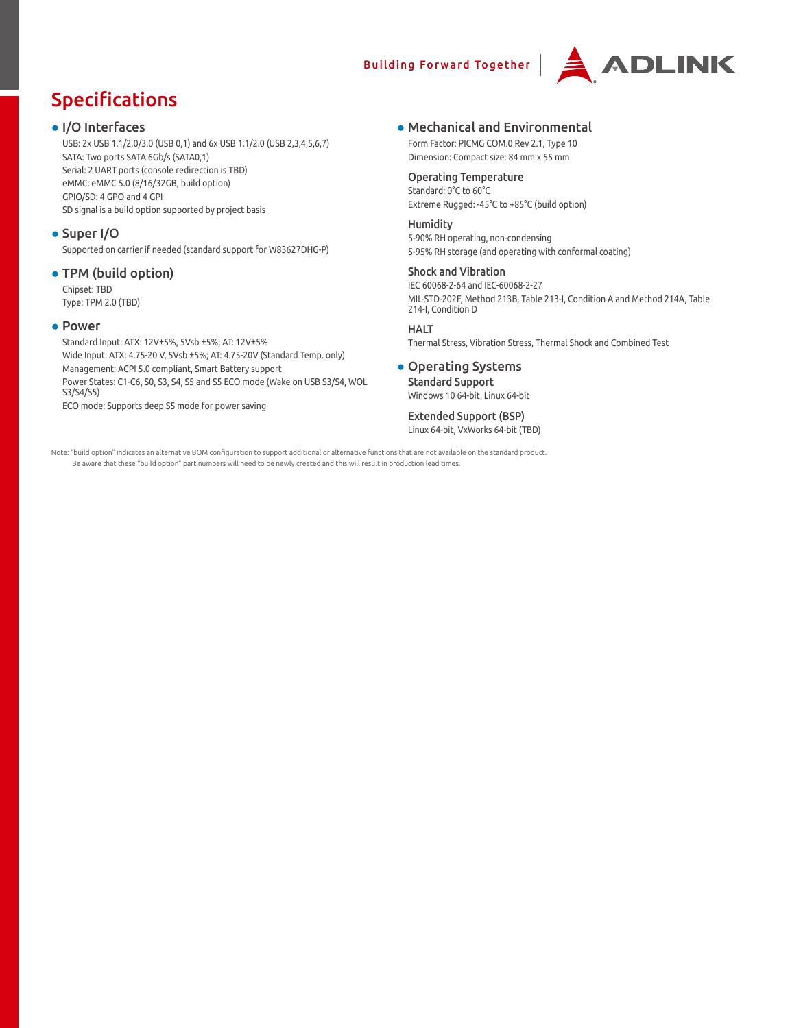# Specifications

## I/O Interfaces

USB: 2x USB 1.1/2.0/3.0 (USB 0,1) and 6x USB 1.1/2.0 (USB 2,3,4,5,6,7)
SATA: Two ports SATA 6Gb/s (SATA0,1)
Serial: 2 UART ports (console redirection is TBD)
eMMC: eMMC 5.0 (8/16/32GB, build option)
GPIO/SD: 4 GPO and 4 GPI
SD signal is a build option supported by project basis

## Super I/O

Supported on carrier if needed (standard support for W83627DHG-P)

## TPM (build option)

Chipset: TBD
Type: TPM 2.0 (TBD)

## Power

Standard Input: ATX: 12V±5%, 5Vsb ±5%; AT: 12V±5%
Wide Input: ATX: 4.75-20 V, 5Vsb ±5%; AT: 4.75-20V (Standard Temp. only)
Management: ACPI 5.0 compliant, Smart Battery support
Power States: C1-C6, S0, S3, S4, S5 and S5 ECO mode (Wake on USB S3/S4, WOL S3/S4/S5)
ECO mode: Supports deep S5 mode for power saving

## Mechanical and Environmental

Form Factor: PICMG COM.0 Rev 2.1, Type 10
Dimension: Compact size: 84 mm x 55 mm

### Operating Temperature

Standard: 0°C to 60°C
Extreme Rugged: -45°C to +85°C (build option)

### Humidity

5-90% RH operating, non-condensing
5-95% RH storage (and operating with conformal coating)

### Shock and Vibration

IEC 60068-2-64 and IEC-60068-2-27
MIL-STD-202F, Method 213B, Table 213-I, Condition A and Method 214A, Table 214-I, Condition D

### HALT

Thermal Stress, Vibration Stress, Thermal Shock and Combined Test

## Operating Systems

### Standard Support

Windows 10 64-bit, Linux 64-bit

### Extended Support (BSP)

Linux 64-bit, VxWorks 64-bit (TBD)

Note: "build option" indicates an alternative BOM configuration to support additional or alternative functions that are not available on the standard product.
Be aware that these "build option" part numbers will need to be newly created and this will result in production lead times.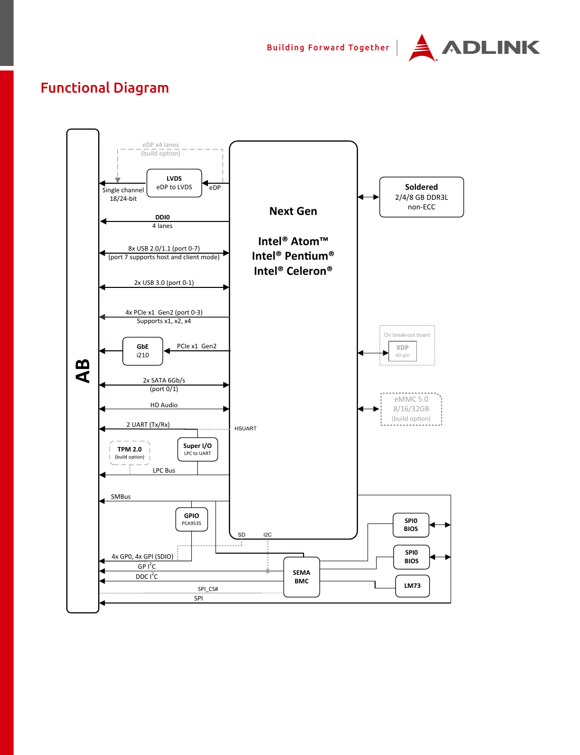# Functional Diagram

AB

Next Gen

Intel® Atom™
Intel® Pentium®
Intel® Celeron®

Soldered
2/4/8 GB DDR3L
non-ECC

eDP x4 lanes
(build option)

LVDS
eDP to LVDS

eDP

Single channel
18/24-bit

DDI0
4 lanes

8x USB 2.0/1.1 (port 0-7)
(port 7 supports host and client mode)

2x USB 3.0 (port 0-1)

4x PCIe x1 Gen2 (port 0-3)
Supports x1, x2, x4

GbE
i210

PCIe x1 Gen2

On break-out board
XDP
60-pin

2x SATA 6Gb/s
(port 0/1)

HD Audio

eMMC 5.0
8/16/32GB
(build option)

2 UART (Tx/Rx)

HSUART

TPM 2.0
(build option)

Super I/O
LPC to UART

LPC Bus

SMBus

GPIO
PCA9535

SD

I2C

SPI0
BIOS

SPI0
BIOS

4x GPO, 4x GPI (SDIO)

GP I²C

DDC I²C

SEMA
BMC

LM73

SPI_CS#

SPI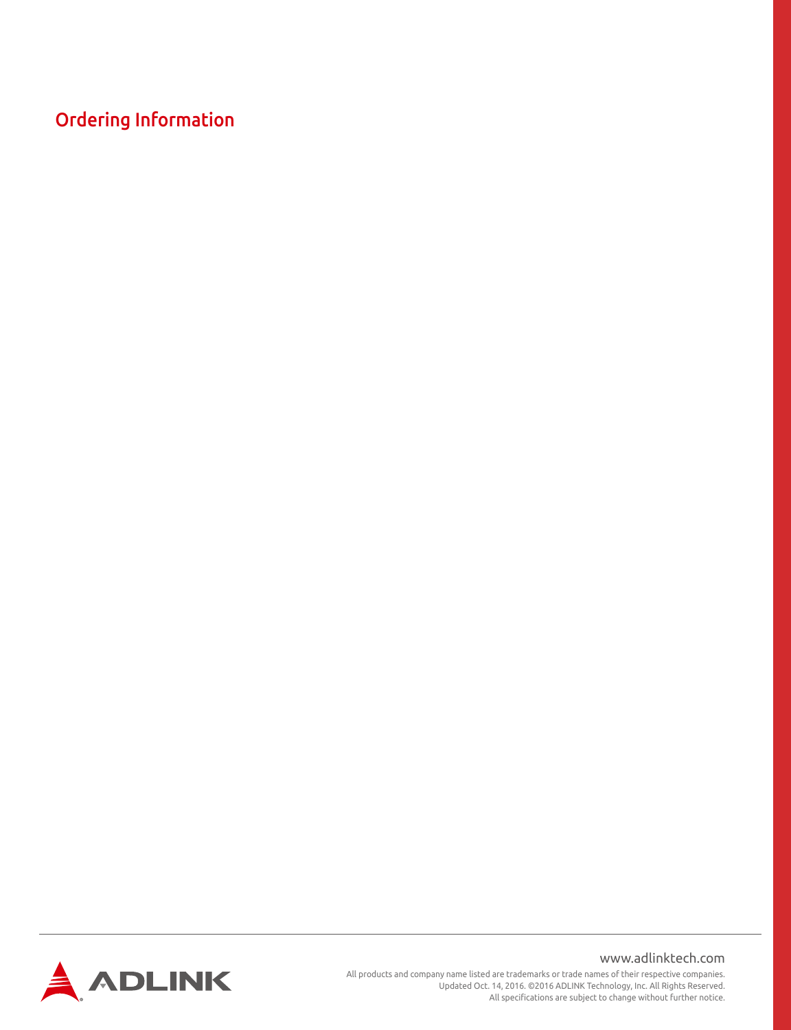## Ordering Information

www.adlinktech.com

All products and company name listed are trademarks or trade names of their respective companies.
Updated Oct. 14, 2016. ©2016 ADLINK Technology, Inc. All Rights Reserved.
All specifications are subject to change without further notice.